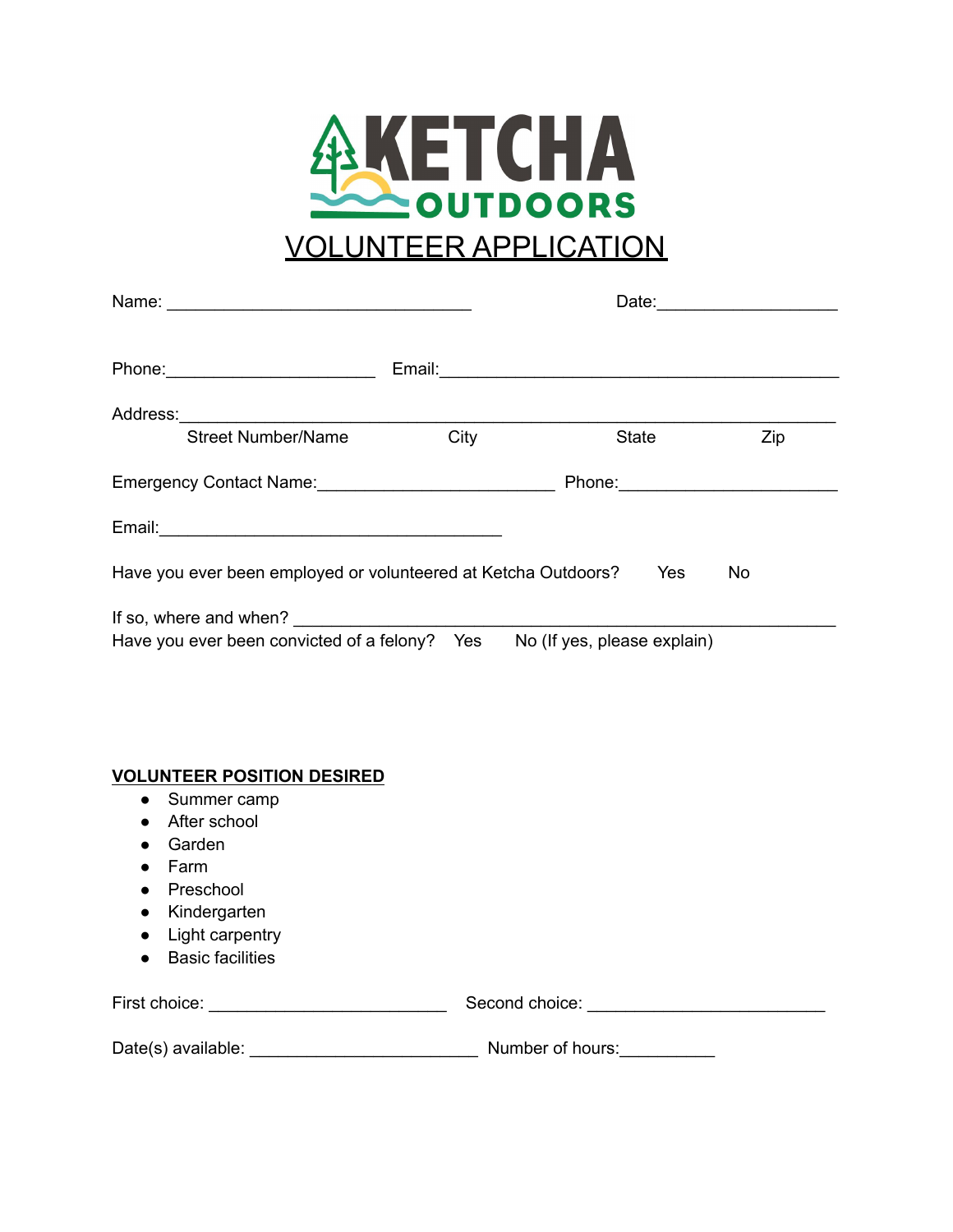# KETCHA OUTDOORS

## VOLUNTEER APPLICATION

Name: ________________________________ Date:___________________

Phone:______________________ Email:__________________________________________

Address:___________________________________________________________________

Street Number/Name City State Zip

Emergency Contact Name:________________________ Phone:______________________

Email:____________________________________

Have you ever been employed or volunteered at Ketcha Outdoors? Yes No

If so, where and when? _______________________________________________________

Have you ever been convicted of a felony? Yes No (If yes, please explain)

**VOLUNTEER POSITION DESIRED**

- Summer camp
- After school
- Garden
- Farm
- Preschool
- Kindergarten
- Light carpentry
- Basic facilities

First choice: _________________________ Second choice: _________________________

Date(s) available: ________________________ Number of hours:__________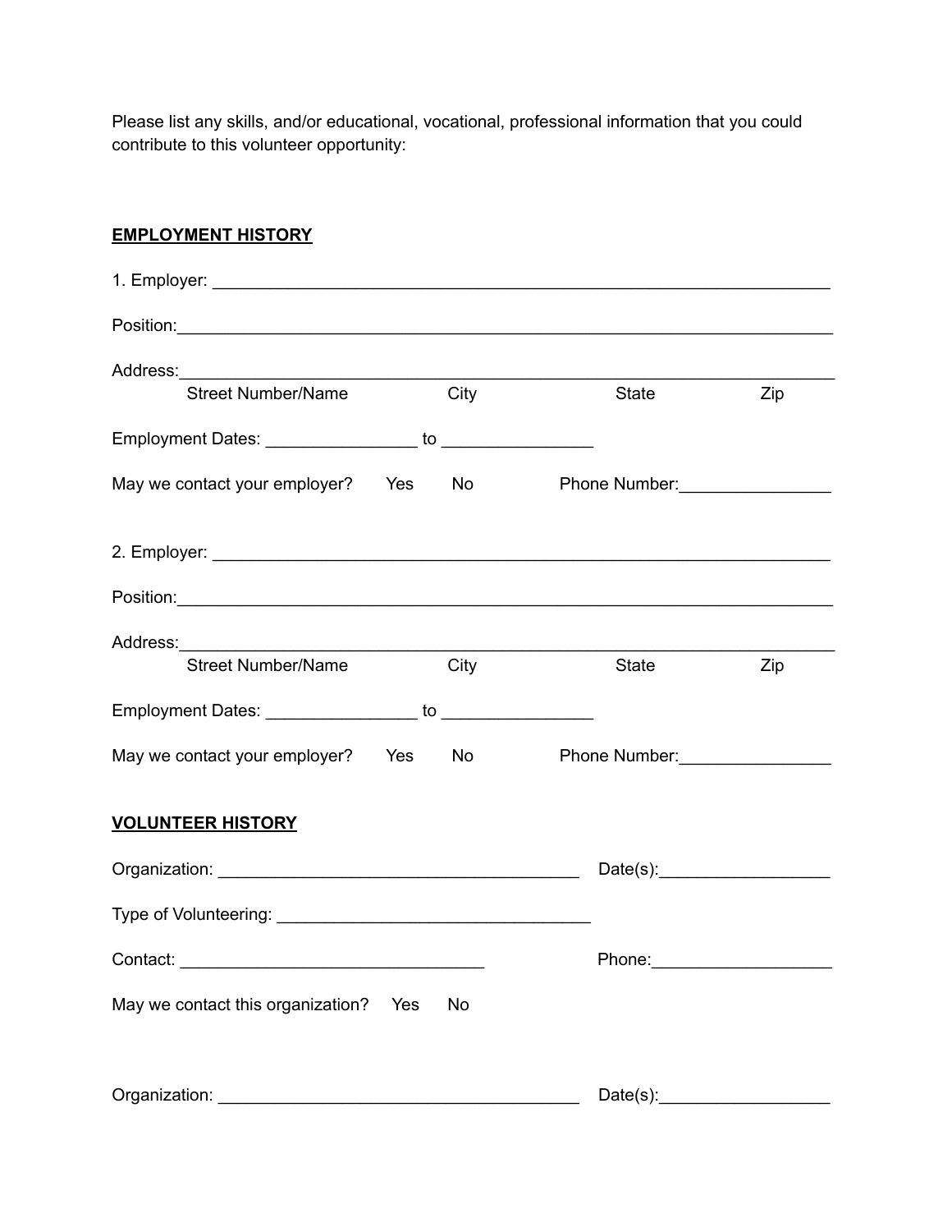Please list any skills, and/or educational, vocational, professional information that you could contribute to this volunteer opportunity:

**EMPLOYMENT HISTORY**

1. Employer: ___________________________________________________________________

Position:____________________________________________________________________

Address:_____________________________________________________________________
Street Number/Name City State Zip

Employment Dates: ________________ to ________________

May we contact your employer? Yes No Phone Number:________________

2. Employer: ___________________________________________________________________

Position:____________________________________________________________________

Address:_____________________________________________________________________
Street Number/Name City State Zip

Employment Dates: ________________ to ________________

May we contact your employer? Yes No Phone Number:________________

**VOLUNTEER HISTORY**

Organization: ______________________________________ Date(s):__________________

Type of Volunteering: _________________________________

Contact: _________________________________ Phone:___________________

May we contact this organization? Yes No

Organization: ______________________________________ Date(s):__________________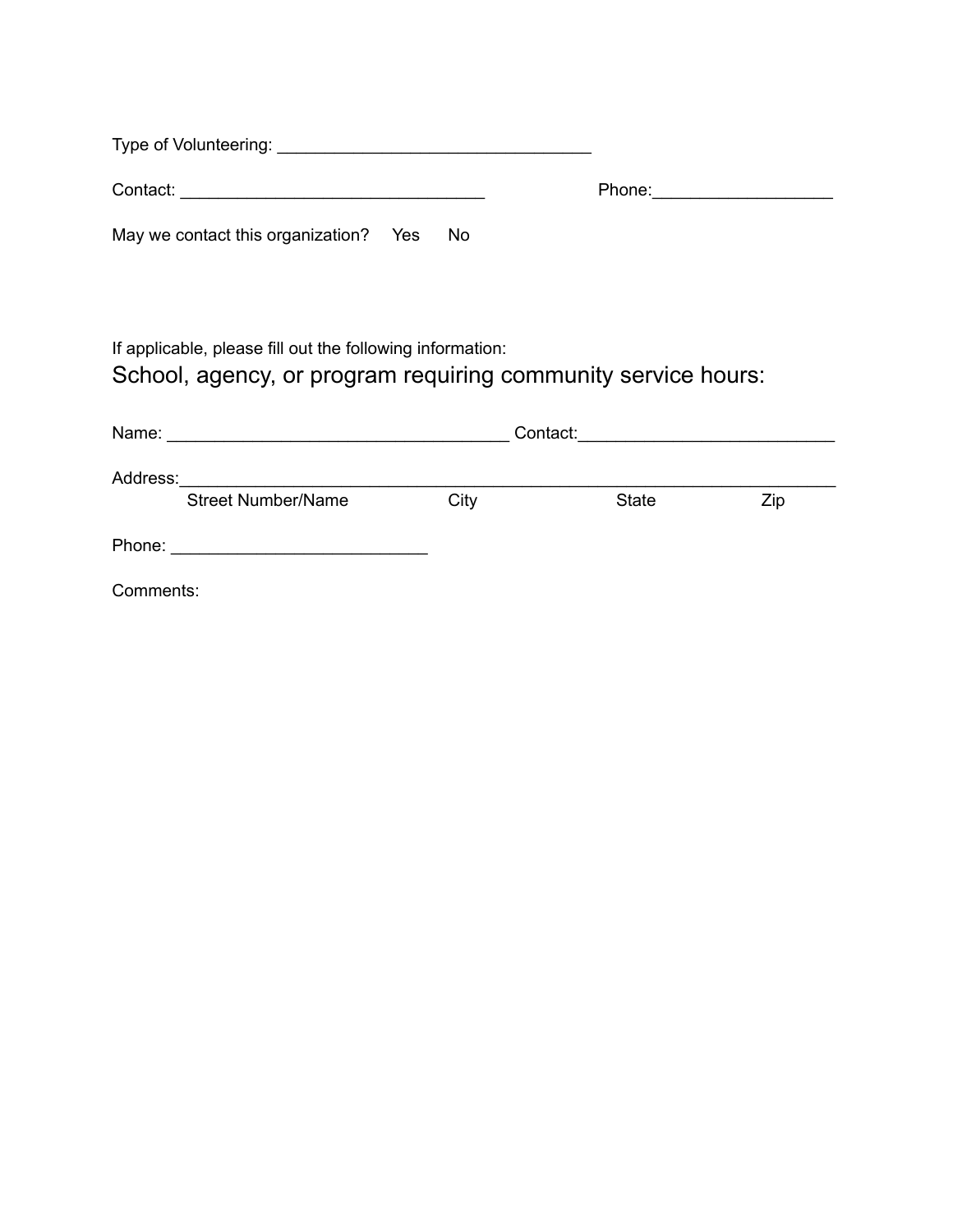Type of Volunteering: _________________________________

Contact: ________________________________ Phone:___________________

May we contact this organization? Yes No

If applicable, please fill out the following information:

## School, agency, or program requiring community service hours:

Name: ____________________________________ Contact:___________________________

Address:_____________________________________________________________________

Street Number/Name City State Zip

Phone: ___________________________

Comments: